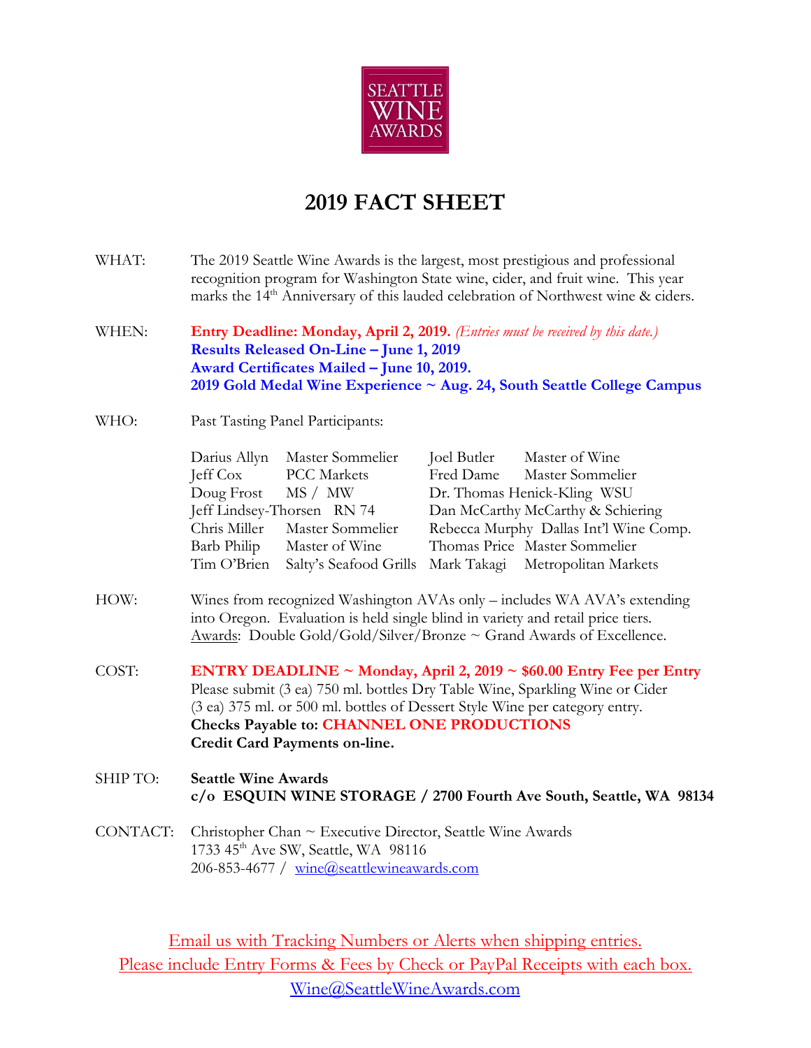SEATTLE WINE AWARDS

# 2019 FACT SHEET

**WHAT:** The 2019 Seattle Wine Awards is the largest, most prestigious and professional recognition program for Washington State wine, cider, and fruit wine. This year marks the 14th Anniversary of this lauded celebration of Northwest wine & ciders.

**WHEN:** **Entry Deadline: Monday, April 2, 2019.** *(Entries must be received by this date.)*
**Results Released On-Line – June 1, 2019**
**Award Certificates Mailed – June 10, 2019.**
**2019 Gold Medal Wine Experience ~ Aug. 24, South Seattle College Campus**

**WHO:** Past Tasting Panel Participants:

| | | | |
|---|---|---|---|
| Darius Allyn | Master Sommelier | Joel Butler | Master of Wine |
| Jeff Cox | PCC Markets | Fred Dame | Master Sommelier |
| Doug Frost | MS / MW | Dr. Thomas Henick-Kling | WSU |
| Jeff Lindsey-Thorsen | RN 74 | Dan McCarthy | McCarthy & Schiering |
| Chris Miller | Master Sommelier | Rebecca Murphy | Dallas Int'l Wine Comp. |
| Barb Philip | Master of Wine | Thomas Price | Master Sommelier |
| Tim O'Brien | Salty's Seafood Grills | Mark Takagi | Metropolitan Markets |

**HOW:** Wines from recognized Washington AVAs only – includes WA AVA's extending into Oregon. Evaluation is held single blind in variety and retail price tiers.
Awards: Double Gold/Gold/Silver/Bronze ~ Grand Awards of Excellence.

**COST:** **ENTRY DEADLINE ~ Monday, April 2, 2019 ~ $60.00 Entry Fee per Entry**
Please submit (3 ea) 750 ml. bottles Dry Table Wine, Sparkling Wine or Cider
(3 ea) 375 ml. or 500 ml. bottles of Dessert Style Wine per category entry.
**Checks Payable to: CHANNEL ONE PRODUCTIONS**
**Credit Card Payments on-line.**

**SHIP TO:** **Seattle Wine Awards**
**c/o ESQUIN WINE STORAGE / 2700 Fourth Ave South, Seattle, WA 98134**

**CONTACT:** Christopher Chan ~ Executive Director, Seattle Wine Awards
1733 45th Ave SW, Seattle, WA 98116
206-853-4677 / wine@seattlewineawards.com

Email us with Tracking Numbers or Alerts when shipping entries.
Please include Entry Forms & Fees by Check or PayPal Receipts with each box.
Wine@SeattleWineAwards.com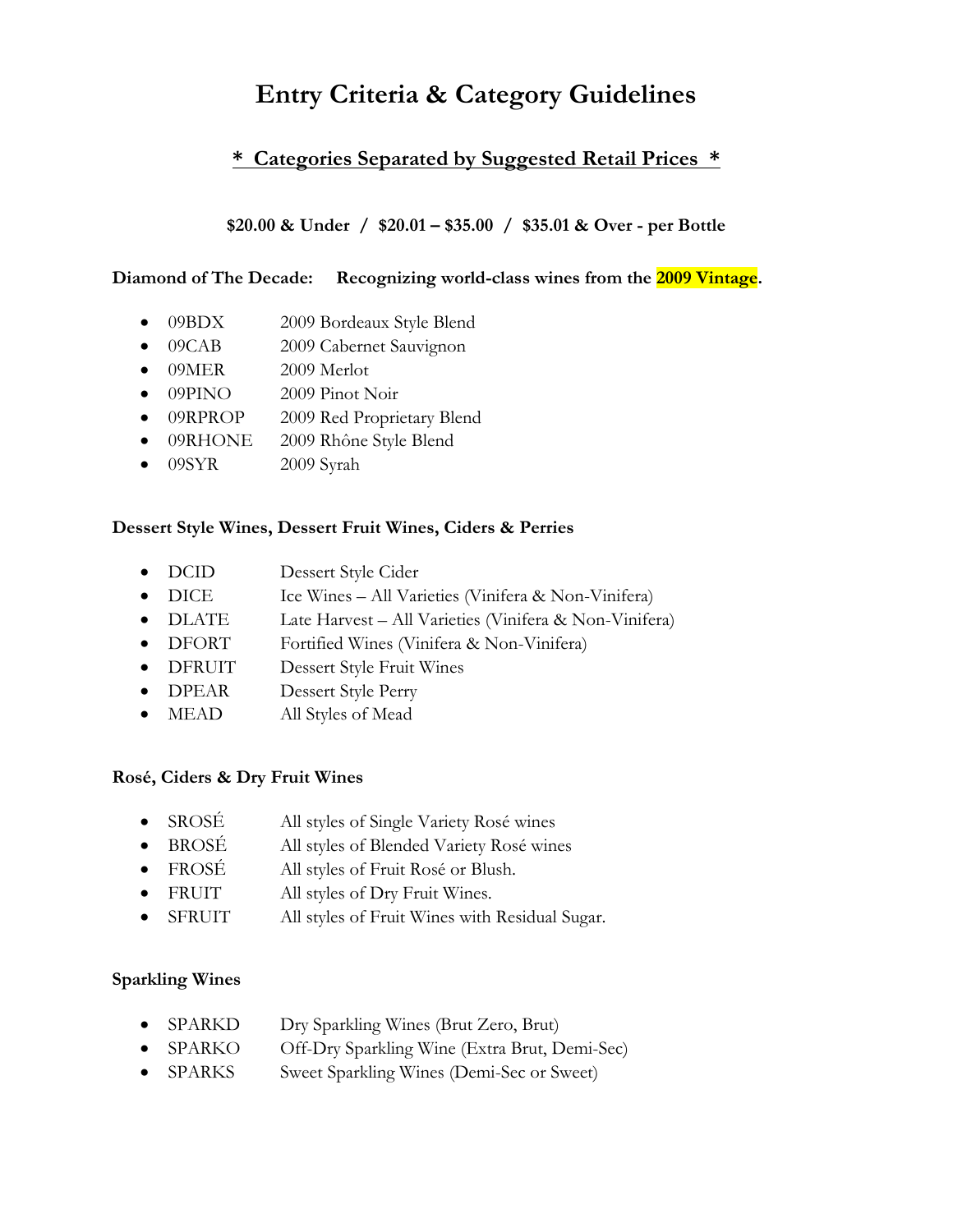# Entry Criteria & Category Guidelines

## * Categories Separated by Suggested Retail Prices *

**$20.00 & Under / $20.01 – $35.00 / $35.01 & Over - per Bottle**

**Diamond of The Decade: Recognizing world-class wines from the 2009 Vintage.**

- 09BDX 2009 Bordeaux Style Blend
- 09CAB 2009 Cabernet Sauvignon
- 09MER 2009 Merlot
- 09PINO 2009 Pinot Noir
- 09RPROP 2009 Red Proprietary Blend
- 09RHONE 2009 Rhône Style Blend
- 09SYR 2009 Syrah

**Dessert Style Wines, Dessert Fruit Wines, Ciders & Perries**

- DCID Dessert Style Cider
- DICE Ice Wines – All Varieties (Vinifera & Non-Vinifera)
- DLATE Late Harvest – All Varieties (Vinifera & Non-Vinifera)
- DFORT Fortified Wines (Vinifera & Non-Vinifera)
- DFRUIT Dessert Style Fruit Wines
- DPEAR Dessert Style Perry
- MEAD All Styles of Mead

**Rosé, Ciders & Dry Fruit Wines**

- SROSÉ All styles of Single Variety Rosé wines
- BROSÉ All styles of Blended Variety Rosé wines
- FROSÉ All styles of Fruit Rosé or Blush.
- FRUIT All styles of Dry Fruit Wines.
- SFRUIT All styles of Fruit Wines with Residual Sugar.

**Sparkling Wines**

- SPARKD Dry Sparkling Wines (Brut Zero, Brut)
- SPARKO Off-Dry Sparkling Wine (Extra Brut, Demi-Sec)
- SPARKS Sweet Sparkling Wines (Demi-Sec or Sweet)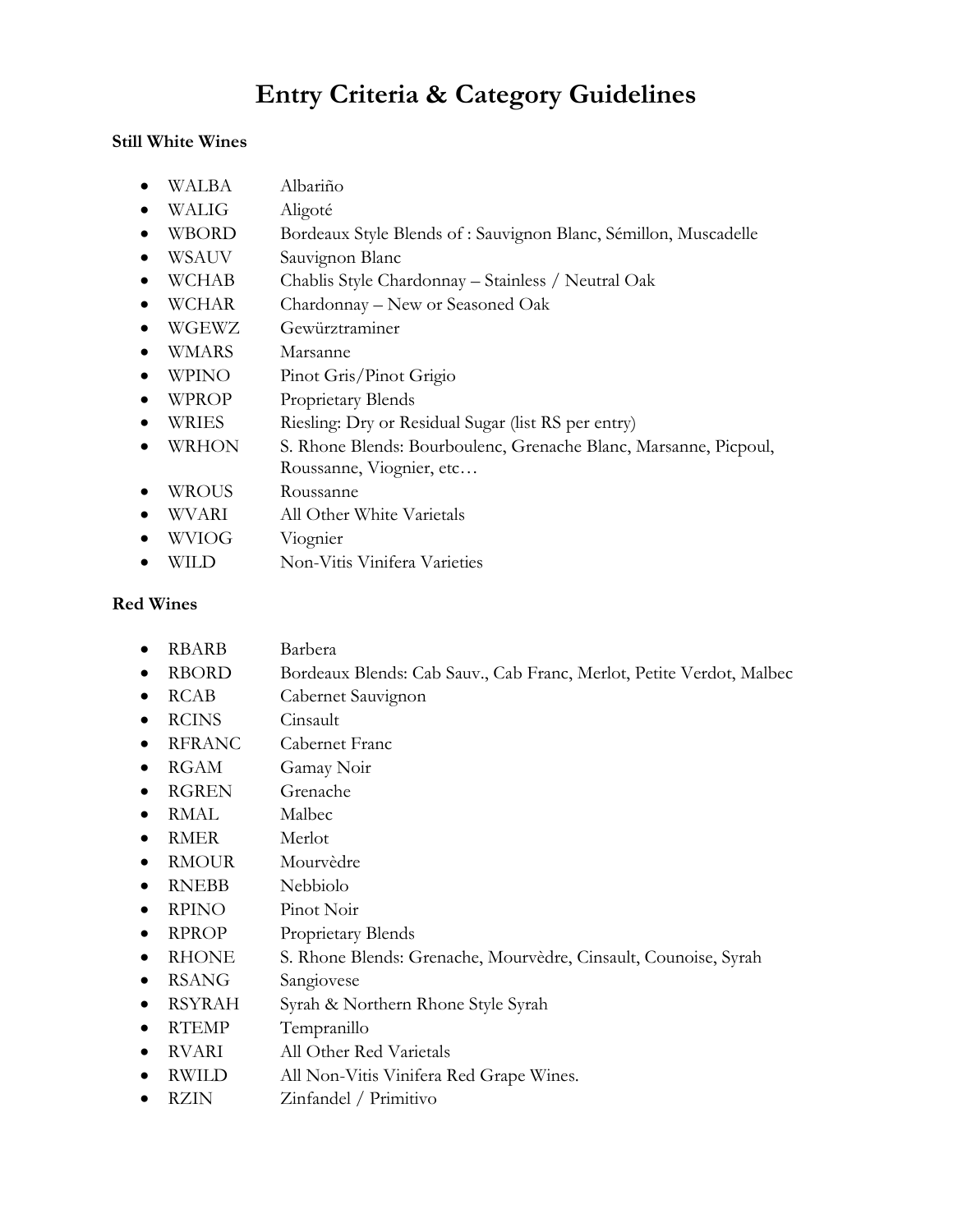# Entry Criteria & Category Guidelines

**Still White Wines**

- WALBA Albariño
- WALIG Aligoté
- WBORD Bordeaux Style Blends of : Sauvignon Blanc, Sémillon, Muscadelle
- WSAUV Sauvignon Blanc
- WCHAB Chablis Style Chardonnay – Stainless / Neutral Oak
- WCHAR Chardonnay – New or Seasoned Oak
- WGEWZ Gewürztraminer
- WMARS Marsanne
- WPINO Pinot Gris/Pinot Grigio
- WPROP Proprietary Blends
- WRIES Riesling: Dry or Residual Sugar (list RS per entry)
- WRHON S. Rhone Blends: Bourboulenc, Grenache Blanc, Marsanne, Picpoul, Roussanne, Viognier, etc…
- WROUS Roussanne
- WVARI All Other White Varietals
- WVIOG Viognier
- WILD Non-Vitis Vinifera Varieties

**Red Wines**

- RBARB Barbera
- RBORD Bordeaux Blends: Cab Sauv., Cab Franc, Merlot, Petite Verdot, Malbec
- RCAB Cabernet Sauvignon
- RCINS Cinsault
- RFRANC Cabernet Franc
- RGAM Gamay Noir
- RGREN Grenache
- RMAL Malbec
- RMER Merlot
- RMOUR Mourvèdre
- RNEBB Nebbiolo
- RPINO Pinot Noir
- RPROP Proprietary Blends
- RHONE S. Rhone Blends: Grenache, Mourvèdre, Cinsault, Counoise, Syrah
- RSANG Sangiovese
- RSYRAH Syrah & Northern Rhone Style Syrah
- RTEMP Tempranillo
- RVARI All Other Red Varietals
- RWILD All Non-Vitis Vinifera Red Grape Wines.
- RZIN Zinfandel / Primitivo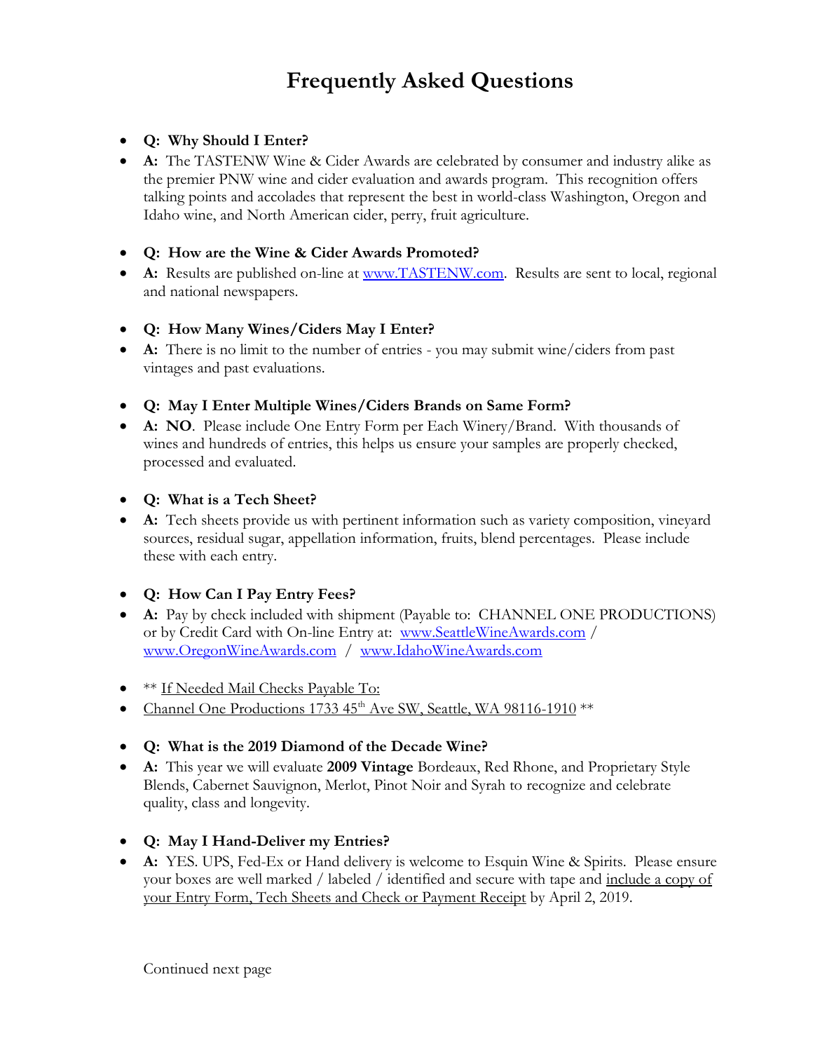# Frequently Asked Questions

- **Q: Why Should I Enter?**
- **A:** The TASTENW Wine & Cider Awards are celebrated by consumer and industry alike as the premier PNW wine and cider evaluation and awards program. This recognition offers talking points and accolades that represent the best in world-class Washington, Oregon and Idaho wine, and North American cider, perry, fruit agriculture.

- **Q: How are the Wine & Cider Awards Promoted?**
- **A:** Results are published on-line at [www.TASTENW.com](http://www.TASTENW.com). Results are sent to local, regional and national newspapers.

- **Q: How Many Wines/Ciders May I Enter?**
- **A:** There is no limit to the number of entries - you may submit wine/ciders from past vintages and past evaluations.

- **Q: May I Enter Multiple Wines/Ciders Brands on Same Form?**
- **A: NO**. Please include One Entry Form per Each Winery/Brand. With thousands of wines and hundreds of entries, this helps us ensure your samples are properly checked, processed and evaluated.

- **Q: What is a Tech Sheet?**
- **A:** Tech sheets provide us with pertinent information such as variety composition, vineyard sources, residual sugar, appellation information, fruits, blend percentages. Please include these with each entry.

- **Q: How Can I Pay Entry Fees?**
- **A:** Pay by check included with shipment (Payable to: CHANNEL ONE PRODUCTIONS) or by Credit Card with On-line Entry at: [www.SeattleWineAwards.com](http://www.SeattleWineAwards.com) / [www.OregonWineAwards.com](http://www.OregonWineAwards.com) / [www.IdahoWineAwards.com](http://www.IdahoWineAwards.com)

- ** If Needed Mail Checks Payable To:
- Channel One Productions 1733 45th Ave SW, Seattle, WA 98116-1910 **

- **Q: What is the 2019 Diamond of the Decade Wine?**
- **A:** This year we will evaluate **2009 Vintage** Bordeaux, Red Rhone, and Proprietary Style Blends, Cabernet Sauvignon, Merlot, Pinot Noir and Syrah to recognize and celebrate quality, class and longevity.

- **Q: May I Hand-Deliver my Entries?**
- **A:** YES. UPS, Fed-Ex or Hand delivery is welcome to Esquin Wine & Spirits. Please ensure your boxes are well marked / labeled / identified and secure with tape and include a copy of your Entry Form, Tech Sheets and Check or Payment Receipt by April 2, 2019.

Continued next page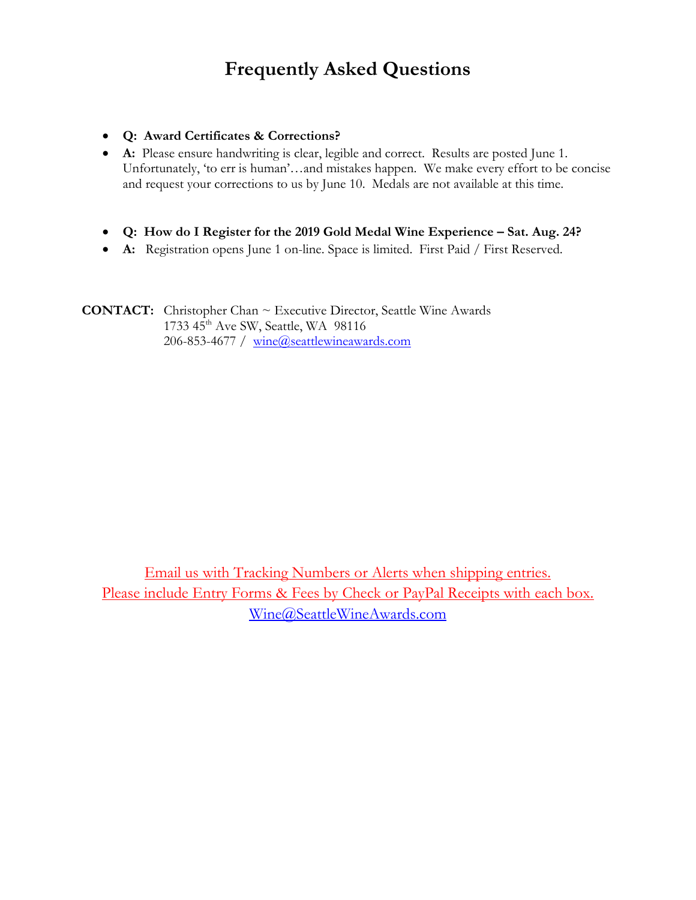# Frequently Asked Questions

- **Q: Award Certificates & Corrections?**
- **A:** Please ensure handwriting is clear, legible and correct. Results are posted June 1. Unfortunately, 'to err is human'…and mistakes happen. We make every effort to be concise and request your corrections to us by June 10. Medals are not available at this time.

- **Q: How do I Register for the 2019 Gold Medal Wine Experience – Sat. Aug. 24?**
- **A:** Registration opens June 1 on-line. Space is limited. First Paid / First Reserved.

**CONTACT:** Christopher Chan ~ Executive Director, Seattle Wine Awards
1733 45th Ave SW, Seattle, WA 98116
206-853-4677 / wine@seattlewineawards.com

Email us with Tracking Numbers or Alerts when shipping entries.
Please include Entry Forms & Fees by Check or PayPal Receipts with each box.
Wine@SeattleWineAwards.com